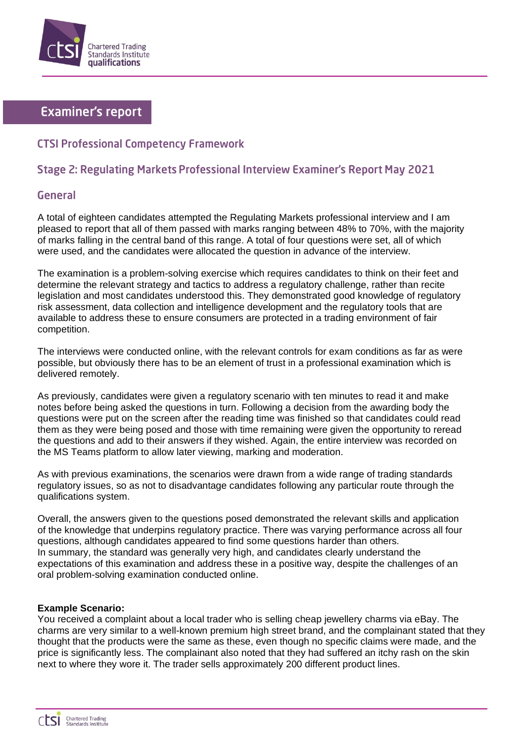# Examiner's report

## CTSI Professional Competency Framework

## Stage 2: Regulating Markets Professional Interview Examiner's Report May 2021

### General

A total of eighteen candidates attempted the Regulating Markets professional interview and I am pleased to report that all of them passed with marks ranging between 48% to 70%, with the majority of marks falling in the central band of this range. A total of four questions were set, all of which were used, and the candidates were allocated the question in advance of the interview.

The examination is a problem-solving exercise which requires candidates to think on their feet and determine the relevant strategy and tactics to address a regulatory challenge, rather than recite legislation and most candidates understood this. They demonstrated good knowledge of regulatory risk assessment, data collection and intelligence development and the regulatory tools that are available to address these to ensure consumers are protected in a trading environment of fair competition.

The interviews were conducted online, with the relevant controls for exam conditions as far as were possible, but obviously there has to be an element of trust in a professional examination which is delivered remotely.

As previously, candidates were given a regulatory scenario with ten minutes to read it and make notes before being asked the questions in turn. Following a decision from the awarding body the questions were put on the screen after the reading time was finished so that candidates could read them as they were being posed and those with time remaining were given the opportunity to reread the questions and add to their answers if they wished. Again, the entire interview was recorded on the MS Teams platform to allow later viewing, marking and moderation.

As with previous examinations, the scenarios were drawn from a wide range of trading standards regulatory issues, so as not to disadvantage candidates following any particular route through the qualifications system.

Overall, the answers given to the questions posed demonstrated the relevant skills and application of the knowledge that underpins regulatory practice. There was varying performance across all four questions, although candidates appeared to find some questions harder than others.
In summary, the standard was generally very high, and candidates clearly understand the expectations of this examination and address these in a positive way, despite the challenges of an oral problem-solving examination conducted online.

**Example Scenario:**
You received a complaint about a local trader who is selling cheap jewellery charms via eBay. The charms are very similar to a well-known premium high street brand, and the complainant stated that they thought that the products were the same as these, even though no specific claims were made, and the price is significantly less. The complainant also noted that they had suffered an itchy rash on the skin next to where they wore it. The trader sells approximately 200 different product lines.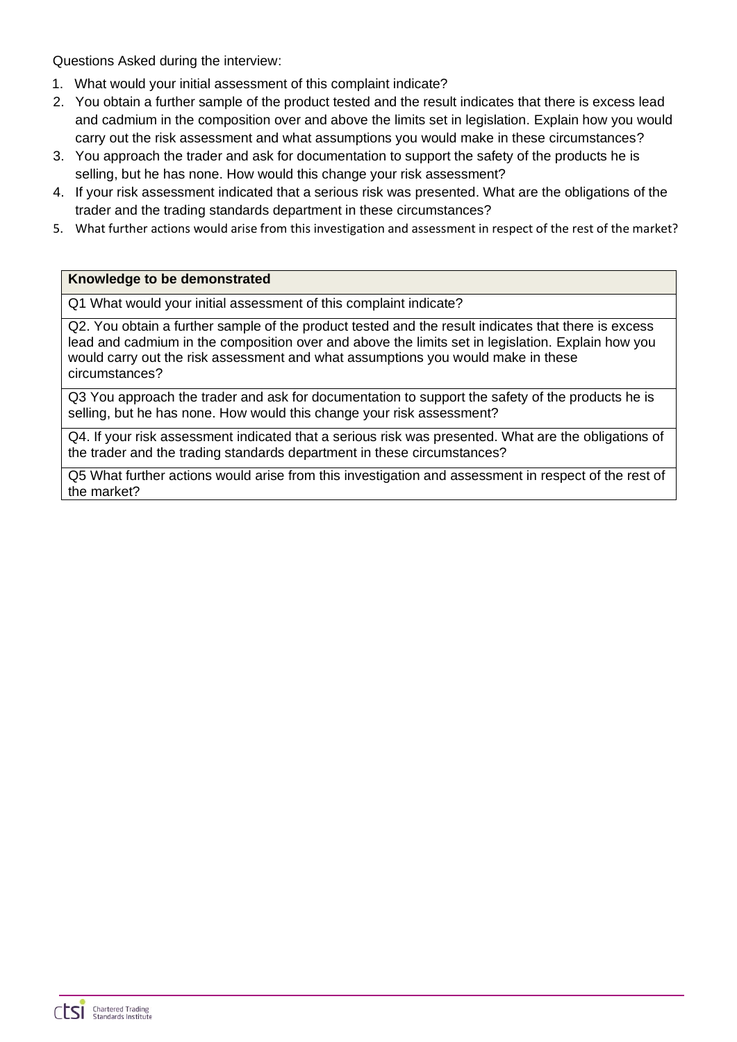Questions Asked during the interview:

1. What would your initial assessment of this complaint indicate?
2. You obtain a further sample of the product tested and the result indicates that there is excess lead and cadmium in the composition over and above the limits set in legislation. Explain how you would carry out the risk assessment and what assumptions you would make in these circumstances?
3. You approach the trader and ask for documentation to support the safety of the products he is selling, but he has none. How would this change your risk assessment?
4. If your risk assessment indicated that a serious risk was presented. What are the obligations of the trader and the trading standards department in these circumstances?
5. What further actions would arise from this investigation and assessment in respect of the rest of the market?

| **Knowledge to be demonstrated** |
| --- |
| Q1 What would your initial assessment of this complaint indicate? |
| Q2. You obtain a further sample of the product tested and the result indicates that there is excess lead and cadmium in the composition over and above the limits set in legislation. Explain how you would carry out the risk assessment and what assumptions you would make in these circumstances? |
| Q3 You approach the trader and ask for documentation to support the safety of the products he is selling, but he has none. How would this change your risk assessment? |
| Q4. If your risk assessment indicated that a serious risk was presented. What are the obligations of the trader and the trading standards department in these circumstances? |
| Q5 What further actions would arise from this investigation and assessment in respect of the rest of the market? |